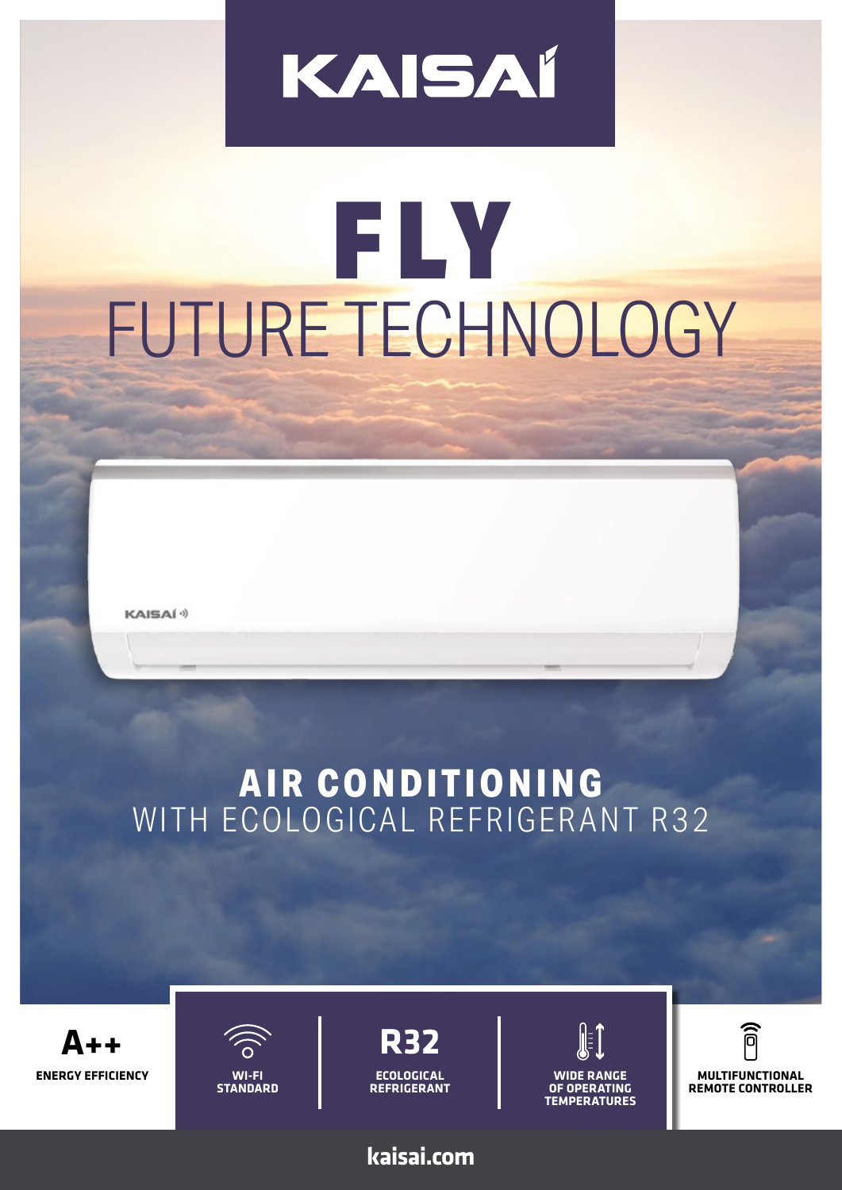# KAISAI

# FLY

## FUTURE TECHNOLOGY

## AIR CONDITIONING

WITH ECOLOGICAL REFRIGERANT R32

**A++**
**ENERGY EFFICIENCY**

**WI-FI STANDARD**

**R32**
**ECOLOGICAL REFRIGERANT**

**WIDE RANGE OF OPERATING TEMPERATURES**

**MULTIFUNCTIONAL REMOTE CONTROLLER**

kaisai.com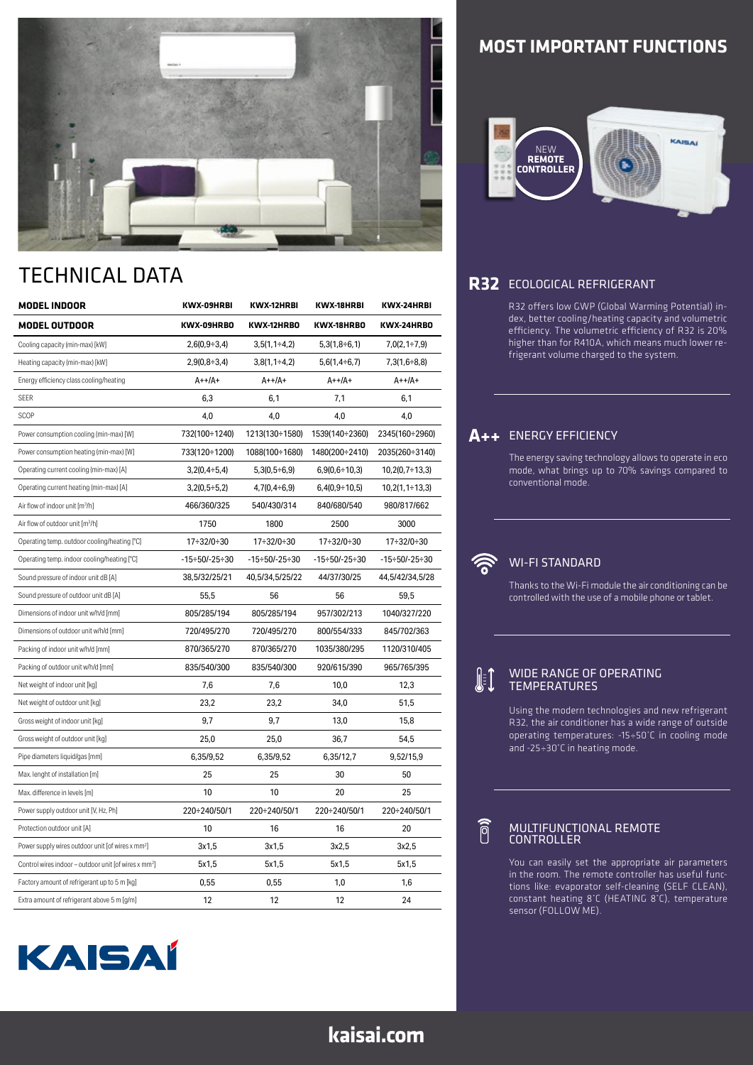# TECHNICAL DATA

| MODEL INDOOR | KWX-09HRBI | KWX-12HRBI | KWX-18HRBI | KWX-24HRBI |
|---|---|---|---|---|
| **MODEL OUTDOOR** | **KWX-09HRBO** | **KWX-12HRBO** | **KWX-18HRBO** | **KWX-24HRBO** |
| Cooling capacity (min-max) [kW] | 2,6(0,9÷3,4) | 3,5(1,1÷4,2) | 5,3(1,8÷6,1) | 7,0(2,1÷7,9) |
| Heating capacity (min-max) [kW] | 2,9(0,8÷3,4) | 3,8(1,1÷4,2) | 5,6(1,4÷6,7) | 7,3(1,6÷8,8) |
| Energy efficiency class cooling/heating | A++/A+ | A++/A+ | A++/A+ | A++/A+ |
| SEER | 6,3 | 6,1 | 7,1 | 6,1 |
| SCOP | 4,0 | 4,0 | 4,0 | 4,0 |
| Power consumption cooling (min-max) [W] | 732(100÷1240) | 1213(130÷1580) | 1539(140÷2360) | 2345(160÷2960) |
| Power consumption heating (min-max) [W] | 733(120÷1200) | 1088(100÷1680) | 1480(200÷2410) | 2035(260÷3140) |
| Operating current cooling (min-max) [A] | 3,2(0,4÷5,4) | 5,3(0,5÷6,9) | 6,9(0,6÷10,3) | 10,2(0,7÷13,3) |
| Operating current heating (min-max) [A] | 3,2(0,5÷5,2) | 4,7(0,4÷6,9) | 6,4(0,9÷10,5) | 10,2(1,1÷13,3) |
| Air flow of indoor unit [m³/h] | 466/360/325 | 540/430/314 | 840/680/540 | 980/817/662 |
| Air flow of outdoor unit [m³/h] | 1750 | 1800 | 2500 | 3000 |
| Operating temp. outdoor cooling/heating [°C] | 17÷32/0÷30 | 17÷32/0÷30 | 17÷32/0÷30 | 17÷32/0÷30 |
| Operating temp. indoor cooling/heating [°C] | -15÷50/-25÷30 | -15÷50/-25÷30 | -15÷50/-25÷30 | -15÷50/-25÷30 |
| Sound pressure of indoor unit dB [A] | 38,5/32/25/21 | 40,5/34,5/25/22 | 44/37/30/25 | 44,5/42/34,5/28 |
| Sound pressure of outdoor unit dB [A] | 55,5 | 56 | 56 | 59,5 |
| Dimensions of indoor unit w/h/d [mm] | 805/285/194 | 805/285/194 | 957/302/213 | 1040/327/220 |
| Dimensions of outdoor unit w/h/d [mm] | 720/495/270 | 720/495/270 | 800/554/333 | 845/702/363 |
| Packing of indoor unit w/h/d [mm] | 870/365/270 | 870/365/270 | 1035/380/295 | 1120/310/405 |
| Packing of outdoor unit w/h/d [mm] | 835/540/300 | 835/540/300 | 920/615/390 | 965/765/395 |
| Net weight of indoor unit [kg] | 7,6 | 7,6 | 10,0 | 12,3 |
| Net weight of outdoor unit [kg] | 23,2 | 23,2 | 34,0 | 51,5 |
| Gross weight of indoor unit [kg] | 9,7 | 9,7 | 13,0 | 15,8 |
| Gross weight of outdoor unit [kg] | 25,0 | 25,0 | 36,7 | 54,5 |
| Pipe diameters liquid/gas [mm] | 6,35/9,52 | 6,35/9,52 | 6,35/12,7 | 9,52/15,9 |
| Max. lenght of installation [m] | 25 | 25 | 30 | 50 |
| Max. difference in levels [m] | 10 | 10 | 20 | 25 |
| Power supply outdoor unit [V, Hz, Ph] | 220÷240/50/1 | 220÷240/50/1 | 220÷240/50/1 | 220÷240/50/1 |
| Protection outdoor unit [A] | 10 | 16 | 16 | 20 |
| Power supply wires outdoor unit [of wires x mm²] | 3x1,5 | 3x1,5 | 3x2,5 | 3x2,5 |
| Control wires indoor – outdoor unit [of wires x mm²] | 5x1,5 | 5x1,5 | 5x1,5 | 5x1,5 |
| Factory amount of refrigerant up to 5 m [kg] | 0,55 | 0,55 | 1,0 | 1,6 |
| Extra amount of refrigerant above 5 m [g/m] | 12 | 12 | 12 | 24 |

KAISAI

# MOST IMPORTANT FUNCTIONS

NEW **REMOTE CONTROLLER**

## R32 ECOLOGICAL REFRIGERANT

R32 offers low GWP (Global Warming Potential) index, better cooling/heating capacity and volumetric efficiency. The volumetric efficiency of R32 is 20% higher than for R410A, which means much lower refrigerant volume charged to the system.

## A++ ENERGY EFFICIENCY

The energy saving technology allows to operate in eco mode, what brings up to 70% savings compared to conventional mode.

## WI-FI STANDARD

Thanks to the Wi-Fi module the air conditioning can be controlled with the use of a mobile phone or tablet.

## WIDE RANGE OF OPERATING TEMPERATURES

Using the modern technologies and new refrigerant R32, the air conditioner has a wide range of outside operating temperatures: -15÷50˚C in cooling mode and -25÷30˚C in heating mode.

## MULTIFUNCTIONAL REMOTE CONTROLLER

You can easily set the appropriate air parameters in the room. The remote controller has useful functions like: evaporator self-cleaning (SELF CLEAN), constant heating 8˚C (HEATING 8˚C), temperature sensor (FOLLOW ME).

kaisai.com